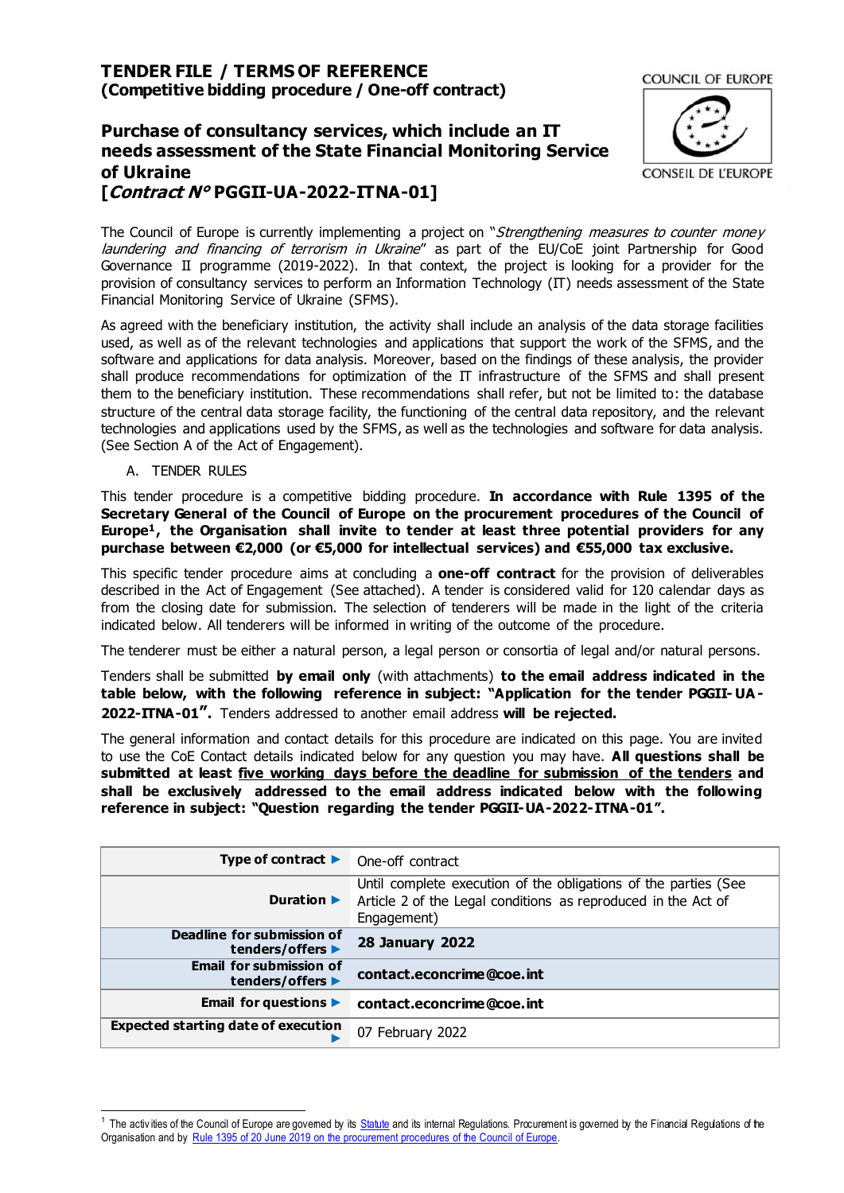# TENDER FILE / TERMS OF REFERENCE
## (Competitive bidding procedure / One-off contract)

COUNCIL OF EUROPE

CONSEIL DE L'EUROPE

## Purchase of consultancy services, which include an IT needs assessment of the State Financial Monitoring Service of Ukraine
## [*Contract N°* PGGII-UA-2022-ITNA-01]

The Council of Europe is currently implementing a project on "*Strengthening measures to counter money laundering and financing of terrorism in Ukraine*" as part of the EU/CoE joint Partnership for Good Governance II programme (2019-2022). In that context, the project is looking for a provider for the provision of consultancy services to perform an Information Technology (IT) needs assessment of the State Financial Monitoring Service of Ukraine (SFMS).

As agreed with the beneficiary institution, the activity shall include an analysis of the data storage facilities used, as well as of the relevant technologies and applications that support the work of the SFMS, and the software and applications for data analysis. Moreover, based on the findings of these analysis, the provider shall produce recommendations for optimization of the IT infrastructure of the SFMS and shall present them to the beneficiary institution. These recommendations shall refer, but not be limited to: the database structure of the central data storage facility, the functioning of the central data repository, and the relevant technologies and applications used by the SFMS, as well as the technologies and software for data analysis. (See Section A of the Act of Engagement).

A. TENDER RULES

This tender procedure is a competitive bidding procedure. **In accordance with Rule 1395 of the Secretary General of the Council of Europe on the procurement procedures of the Council of Europe[1], the Organisation shall invite to tender at least three potential providers for any purchase between €2,000 (or €5,000 for intellectual services) and €55,000 tax exclusive.**

This specific tender procedure aims at concluding a **one-off contract** for the provision of deliverables described in the Act of Engagement (See attached). A tender is considered valid for 120 calendar days as from the closing date for submission. The selection of tenderers will be made in the light of the criteria indicated below. All tenderers will be informed in writing of the outcome of the procedure.

The tenderer must be either a natural person, a legal person or consortia of legal and/or natural persons.

Tenders shall be submitted **by email only** (with attachments) **to the email address indicated in the table below, with the following reference in subject: "Application for the tender PGGII-UA-2022-ITNA-01". ** Tenders addressed to another email address **will be rejected.**

The general information and contact details for this procedure are indicated on this page. You are invited to use the CoE Contact details indicated below for any question you may have. **All questions shall be submitted at least <u>five working days before the deadline for submission of the tenders</u> and shall be exclusively addressed to the email address indicated below with the following reference in subject: "Question regarding the tender PGGII-UA-2022-ITNA-01".**

| | |
|---|---|
| **Type of contract ►** | One-off contract |
| **Duration ►** | Until complete execution of the obligations of the parties (See Article 2 of the Legal conditions as reproduced in the Act of Engagement) |
| **Deadline for submission of tenders/offers ►** | **28 January 2022** |
| **Email for submission of tenders/offers ►** | **contact.econcrime@coe.int** |
| **Email for questions ►** | **contact.econcrime@coe.int** |
| **Expected starting date of execution ►** | 07 February 2022 |

[1] The activities of the Council of Europe are governed by its Statute and its internal Regulations. Procurement is governed by the Financial Regulations of the Organisation and by Rule 1395 of 20 June 2019 on the procurement procedures of the Council of Europe.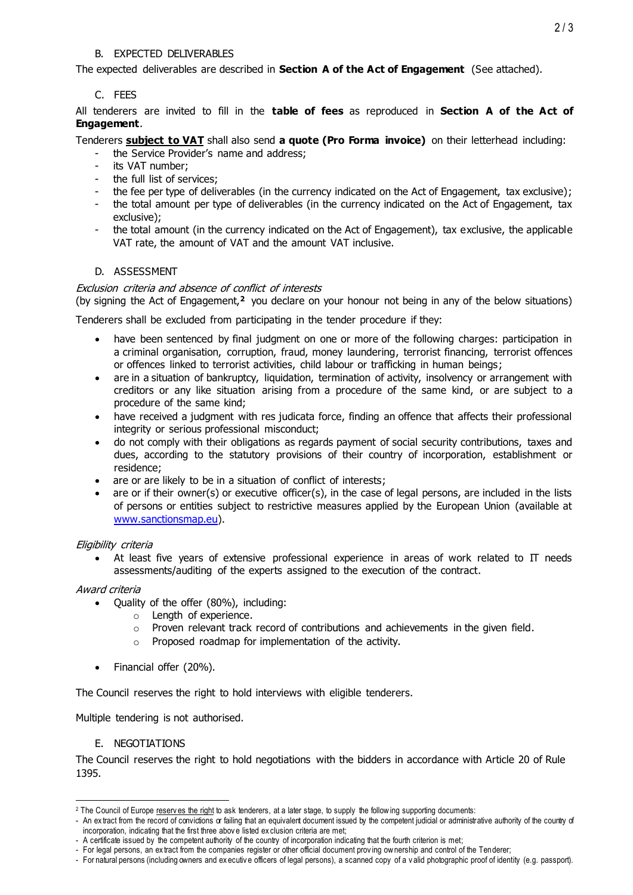## B. EXPECTED DELIVERABLES

The expected deliverables are described in **Section A of the Act of Engagement** (See attached).

## C. FEES

All tenderers are invited to fill in the **table of fees** as reproduced in **Section A of the Act of Engagement**.

Tenderers **subject to VAT** shall also send **a quote (Pro Forma invoice)** on their letterhead including:

- the Service Provider's name and address;
- its VAT number;
- the full list of services;
- the fee per type of deliverables (in the currency indicated on the Act of Engagement, tax exclusive);
- the total amount per type of deliverables (in the currency indicated on the Act of Engagement, tax exclusive);
- the total amount (in the currency indicated on the Act of Engagement), tax exclusive, the applicable VAT rate, the amount of VAT and the amount VAT inclusive.

## D. ASSESSMENT

*Exclusion criteria and absence of conflict of interests*

(by signing the Act of Engagement,[2] you declare on your honour not being in any of the below situations)

Tenderers shall be excluded from participating in the tender procedure if they:

- have been sentenced by final judgment on one or more of the following charges: participation in a criminal organisation, corruption, fraud, money laundering, terrorist financing, terrorist offences or offences linked to terrorist activities, child labour or trafficking in human beings;
- are in a situation of bankruptcy, liquidation, termination of activity, insolvency or arrangement with creditors or any like situation arising from a procedure of the same kind, or are subject to a procedure of the same kind;
- have received a judgment with res judicata force, finding an offence that affects their professional integrity or serious professional misconduct;
- do not comply with their obligations as regards payment of social security contributions, taxes and dues, according to the statutory provisions of their country of incorporation, establishment or residence;
- are or are likely to be in a situation of conflict of interests;
- are or if their owner(s) or executive officer(s), in the case of legal persons, are included in the lists of persons or entities subject to restrictive measures applied by the European Union (available at www.sanctionsmap.eu).

*Eligibility criteria*

- At least five years of extensive professional experience in areas of work related to IT needs assessments/auditing of the experts assigned to the execution of the contract.

*Award criteria*

- Quality of the offer (80%), including:
  - Length of experience.
  - Proven relevant track record of contributions and achievements in the given field.
  - Proposed roadmap for implementation of the activity.
- Financial offer (20%).

The Council reserves the right to hold interviews with eligible tenderers.

Multiple tendering is not authorised.

## E. NEGOTIATIONS

The Council reserves the right to hold negotiations with the bidders in accordance with Article 20 of Rule 1395.

---

[2] The Council of Europe reserves the right to ask tenderers, at a later stage, to supply the following supporting documents:
- An extract from the record of convictions or failing that an equivalent document issued by the competent judicial or administrative authority of the country of incorporation, indicating that the first three above listed exclusion criteria are met;
- A certificate issued by the competent authority of the country of incorporation indicating that the fourth criterion is met;
- For legal persons, an extract from the companies register or other official document proving ownership and control of the Tenderer;
- For natural persons (including owners and executive officers of legal persons), a scanned copy of a valid photographic proof of identity (e.g. passport).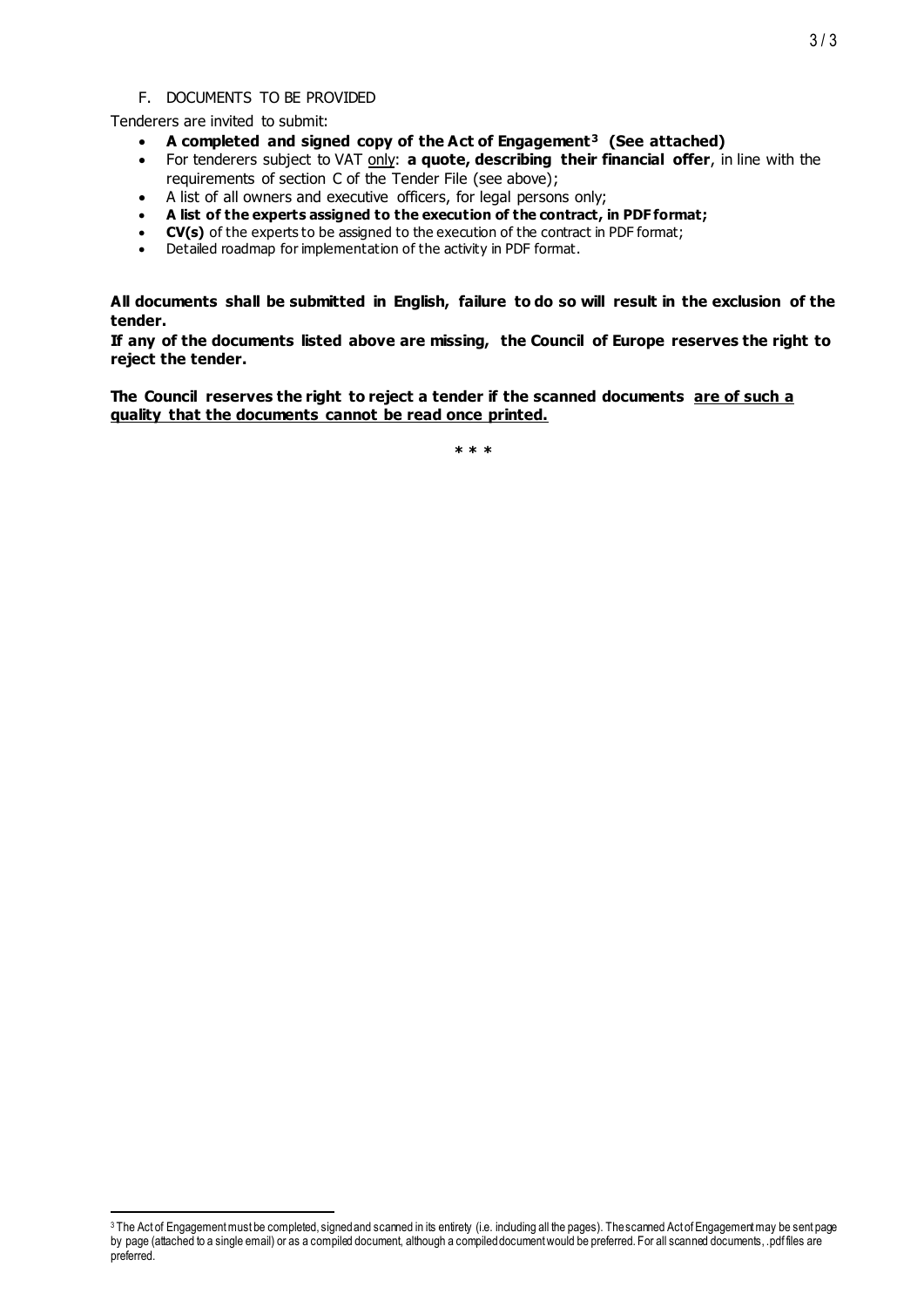## F. DOCUMENTS TO BE PROVIDED

Tenderers are invited to submit:

- **A completed and signed copy of the Act of Engagement[3] (See attached)**
- For tenderers subject to VAT only: **a quote, describing their financial offer**, in line with the requirements of section C of the Tender File (see above);
- A list of all owners and executive officers, for legal persons only;
- **A list of the experts assigned to the execution of the contract, in PDF format;**
- **CV(s)** of the experts to be assigned to the execution of the contract in PDF format;
- Detailed roadmap for implementation of the activity in PDF format.

**All documents shall be submitted in English, failure to do so will result in the exclusion of the tender.**
**If any of the documents listed above are missing, the Council of Europe reserves the right to reject the tender.**

**The Council reserves the right to reject a tender if the scanned documents are of such a quality that the documents cannot be read once printed.**

\* \* \*

[3] The Act of Engagement must be completed, signed and scanned in its entirety (i.e. including all the pages). The scanned Act of Engagement may be sent page by page (attached to a single email) or as a compiled document, although a compiled document would be preferred. For all scanned documents, .pdf files are preferred.